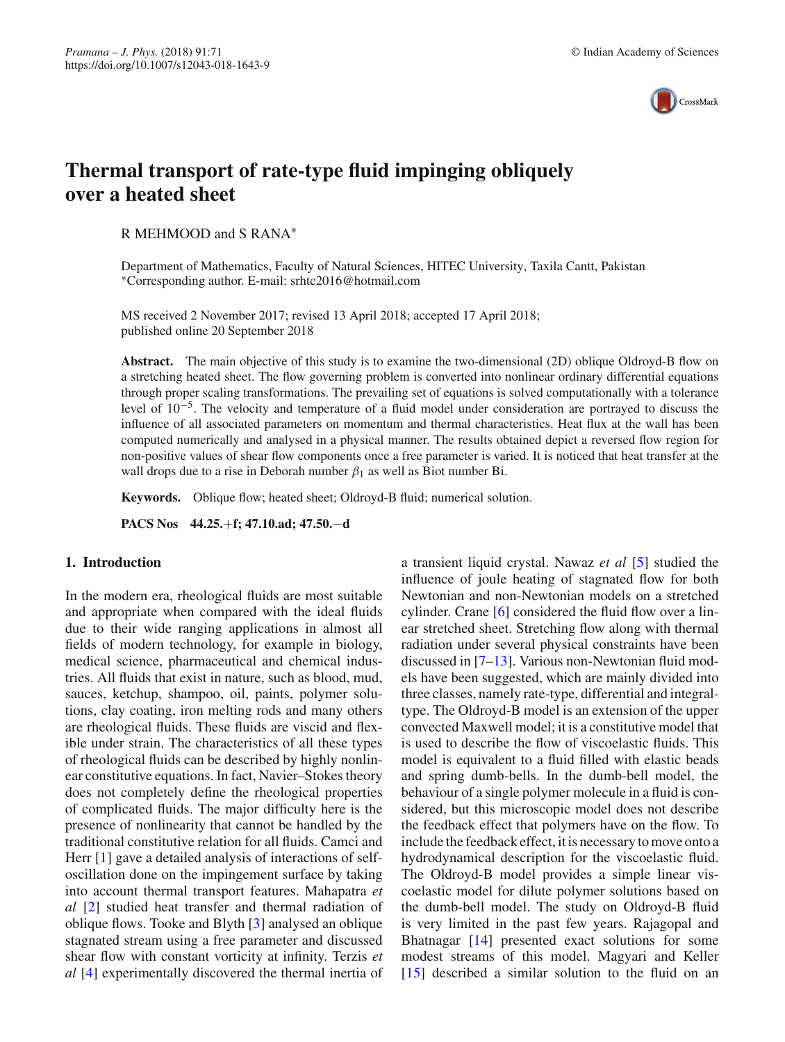# Thermal transport of rate-type fluid impinging obliquely over a heated sheet

R MEHMOOD and S RANA*

Department of Mathematics, Faculty of Natural Sciences, HITEC University, Taxila Cantt, Pakistan
*Corresponding author. E-mail: srhtc2016@hotmail.com

MS received 2 November 2017; revised 13 April 2018; accepted 17 April 2018; published online 20 September 2018

**Abstract.** The main objective of this study is to examine the two-dimensional (2D) oblique Oldroyd-B flow on a stretching heated sheet. The flow governing problem is converted into nonlinear ordinary differential equations through proper scaling transformations. The prevailing set of equations is solved computationally with a tolerance level of $10^{-5}$. The velocity and temperature of a fluid model under consideration are portrayed to discuss the influence of all associated parameters on momentum and thermal characteristics. Heat flux at the wall has been computed numerically and analysed in a physical manner. The results obtained depict a reversed flow region for non-positive values of shear flow components once a free parameter is varied. It is noticed that heat transfer at the wall drops due to a rise in Deborah number $\beta_1$ as well as Biot number Bi.

**Keywords.** Oblique flow; heated sheet; Oldroyd-B fluid; numerical solution.

**PACS Nos 44.25.+f; 47.10.ad; 47.50.−d**

## 1. Introduction

In the modern era, rheological fluids are most suitable and appropriate when compared with the ideal fluids due to their wide ranging applications in almost all fields of modern technology, for example in biology, medical science, pharmaceutical and chemical industries. All fluids that exist in nature, such as blood, mud, sauces, ketchup, shampoo, oil, paints, polymer solutions, clay coating, iron melting rods and many others are rheological fluids. These fluids are viscid and flexible under strain. The characteristics of all these types of rheological fluids can be described by highly nonlinear constitutive equations. In fact, Navier–Stokes theory does not completely define the rheological properties of complicated fluids. The major difficulty here is the presence of nonlinearity that cannot be handled by the traditional constitutive relation for all fluids. Camci and Herr [1] gave a detailed analysis of interactions of self-oscillation done on the impingement surface by taking into account thermal transport features. Mahapatra *et al* [2] studied heat transfer and thermal radiation of oblique flows. Tooke and Blyth [3] analysed an oblique stagnated stream using a free parameter and discussed shear flow with constant vorticity at infinity. Terzis *et al* [4] experimentally discovered the thermal inertia of a transient liquid crystal. Nawaz *et al* [5] studied the influence of joule heating of stagnated flow for both Newtonian and non-Newtonian models on a stretched cylinder. Crane [6] considered the fluid flow over a linear stretched sheet. Stretching flow along with thermal radiation under several physical constraints have been discussed in [7–13]. Various non-Newtonian fluid models have been suggested, which are mainly divided into three classes, namely rate-type, differential and integral-type. The Oldroyd-B model is an extension of the upper convected Maxwell model; it is a constitutive model that is used to describe the flow of viscoelastic fluids. This model is equivalent to a fluid filled with elastic beads and spring dumb-bells. In the dumb-bell model, the behaviour of a single polymer molecule in a fluid is considered, but this microscopic model does not describe the feedback effect that polymers have on the flow. To include the feedback effect, it is necessary to move onto a hydrodynamical description for the viscoelastic fluid. The Oldroyd-B model provides a simple linear viscoelastic model for dilute polymer solutions based on the dumb-bell model. The study on Oldroyd-B fluid is very limited in the past few years. Rajagopal and Bhatnagar [14] presented exact solutions for some modest streams of this model. Magyari and Keller [15] described a similar solution to the fluid on an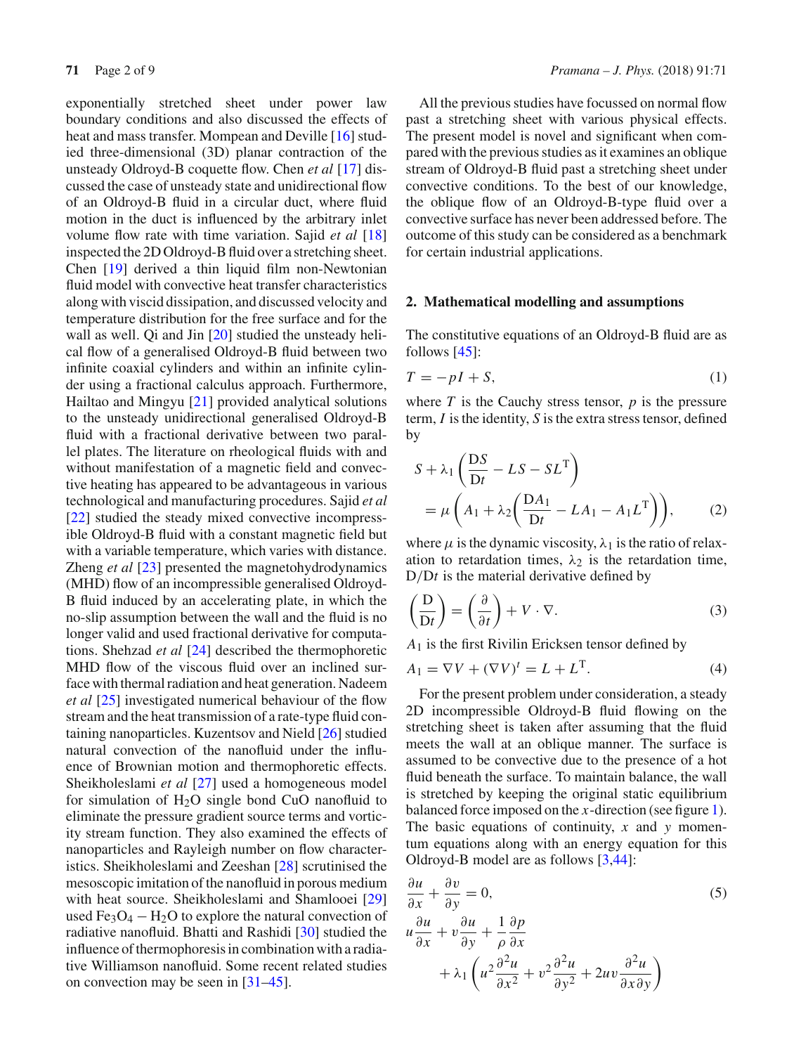exponentially stretched sheet under power law boundary conditions and also discussed the effects of heat and mass transfer. Mompean and Deville [16] studied three-dimensional (3D) planar contraction of the unsteady Oldroyd-B coquette flow. Chen *et al* [17] discussed the case of unsteady state and unidirectional flow of an Oldroyd-B fluid in a circular duct, where fluid motion in the duct is influenced by the arbitrary inlet volume flow rate with time variation. Sajid *et al* [18] inspected the 2D Oldroyd-B fluid over a stretching sheet. Chen [19] derived a thin liquid film non-Newtonian fluid model with convective heat transfer characteristics along with viscid dissipation, and discussed velocity and temperature distribution for the free surface and for the wall as well. Qi and Jin [20] studied the unsteady helical flow of a generalised Oldroyd-B fluid between two infinite coaxial cylinders and within an infinite cylinder using a fractional calculus approach. Furthermore, Hailtao and Mingyu [21] provided analytical solutions to the unsteady unidirectional generalised Oldroyd-B fluid with a fractional derivative between two parallel plates. The literature on rheological fluids with and without manifestation of a magnetic field and convective heating has appeared to be advantageous in various technological and manufacturing procedures. Sajid *et al* [22] studied the steady mixed convective incompressible Oldroyd-B fluid with a constant magnetic field but with a variable temperature, which varies with distance. Zheng *et al* [23] presented the magnetohydrodynamics (MHD) flow of an incompressible generalised Oldroyd-B fluid induced by an accelerating plate, in which the no-slip assumption between the wall and the fluid is no longer valid and used fractional derivative for computations. Shehzad *et al* [24] described the thermophoretic MHD flow of the viscous fluid over an inclined surface with thermal radiation and heat generation. Nadeem *et al* [25] investigated numerical behaviour of the flow stream and the heat transmission of a rate-type fluid containing nanoparticles. Kuzentsov and Nield [26] studied natural convection of the nanofluid under the influence of Brownian motion and thermophoretic effects. Sheikholeslami *et al* [27] used a homogeneous model for simulation of $H_2O$ single bond CuO nanofluid to eliminate the pressure gradient source terms and vorticity stream function. They also examined the effects of nanoparticles and Rayleigh number on flow characteristics. Sheikholeslami and Zeeshan [28] scrutinised the mesoscopic imitation of the nanofluid in porous medium with heat source. Sheikholeslami and Shamlooei [29] used $Fe_3O_4 - H_2O$ to explore the natural convection of radiative nanofluid. Bhatti and Rashidi [30] studied the influence of thermophoresis in combination with a radiative Williamson nanofluid. Some recent related studies on convection may be seen in [31–45].

All the previous studies have focussed on normal flow past a stretching sheet with various physical effects. The present model is novel and significant when compared with the previous studies as it examines an oblique stream of Oldroyd-B fluid past a stretching sheet under convective conditions. To the best of our knowledge, the oblique flow of an Oldroyd-B-type fluid over a convective surface has never been addressed before. The outcome of this study can be considered as a benchmark for certain industrial applications.

## 2. Mathematical modelling and assumptions

The constitutive equations of an Oldroyd-B fluid are as follows [45]:

$$T = -pI + S, \tag{1}$$

where $T$ is the Cauchy stress tensor, $p$ is the pressure term, $I$ is the identity, $S$ is the extra stress tensor, defined by

$$S + \lambda_1 \left( \frac{\mathrm{D}S}{\mathrm{D}t} - LS - SL^{\mathrm{T}} \right) = \mu \left( A_1 + \lambda_2 \left( \frac{\mathrm{D}A_1}{\mathrm{D}t} - LA_1 - A_1 L^{\mathrm{T}} \right) \right), \tag{2}$$

where $\mu$ is the dynamic viscosity, $\lambda_1$ is the ratio of relaxation to retardation times, $\lambda_2$ is the retardation time, $\mathrm{D}/\mathrm{D}t$ is the material derivative defined by

$$\left( \frac{\mathrm{D}}{\mathrm{D}t} \right) = \left( \frac{\partial}{\partial t} \right) + V \cdot \nabla. \tag{3}$$

$A_1$ is the first Rivilin Ericksen tensor defined by

$$A_1 = \nabla V + (\nabla V)^t = L + L^{\mathrm{T}}. \tag{4}$$

For the present problem under consideration, a steady 2D incompressible Oldroyd-B fluid flowing on the stretching sheet is taken after assuming that the fluid meets the wall at an oblique manner. The surface is assumed to be convective due to the presence of a hot fluid beneath the surface. To maintain balance, the wall is stretched by keeping the original static equilibrium balanced force imposed on the $x$-direction (see figure 1). The basic equations of continuity, $x$ and $y$ momentum equations along with an energy equation for this Oldroyd-B model are as follows [3,44]:

$$\frac{\partial u}{\partial x} + \frac{\partial v}{\partial y} = 0, \tag{5}$$

$$u\frac{\partial u}{\partial x} + v\frac{\partial u}{\partial y} + \frac{1}{\rho}\frac{\partial p}{\partial x} + \lambda_1 \left( u^2 \frac{\partial^2 u}{\partial x^2} + v^2 \frac{\partial^2 u}{\partial y^2} + 2uv \frac{\partial^2 u}{\partial x \partial y} \right)$$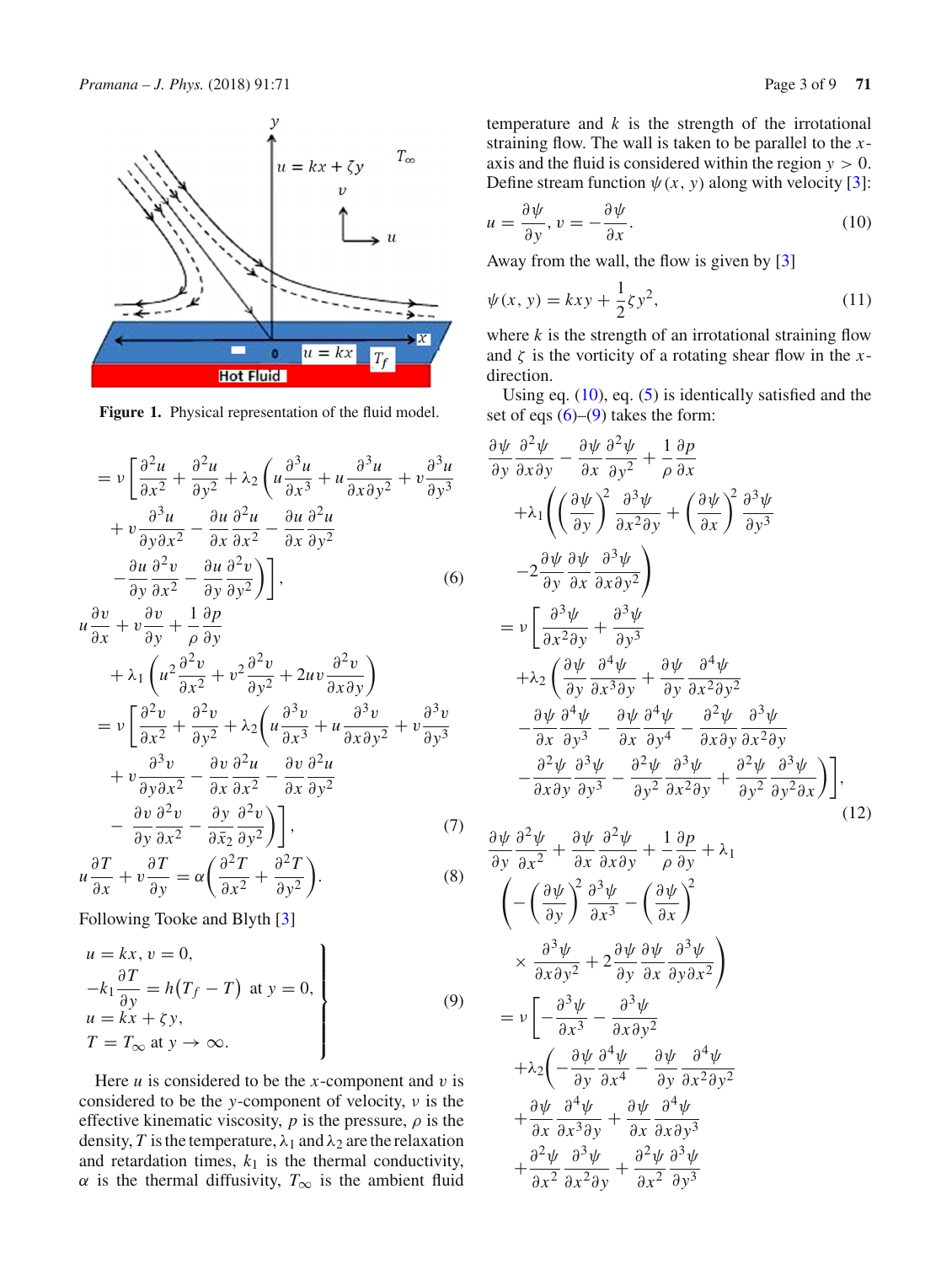Figure 1. Physical representation of the fluid model.

$$
= \nu \left[ \frac{\partial^2 u}{\partial x^2} + \frac{\partial^2 u}{\partial y^2} + \lambda_2 \left( u \frac{\partial^3 u}{\partial x^3} + u \frac{\partial^3 u}{\partial x \partial y^2} + v \frac{\partial^3 u}{\partial y^3} + v \frac{\partial^3 u}{\partial y \partial x^2} - \frac{\partial u}{\partial x}\frac{\partial^2 u}{\partial x^2} - \frac{\partial u}{\partial x}\frac{\partial^2 u}{\partial y^2} - \frac{\partial u}{\partial y}\frac{\partial^2 v}{\partial x^2} - \frac{\partial u}{\partial y}\frac{\partial^2 v}{\partial y^2} \right) \right], \quad (6)
$$

$$
u\frac{\partial v}{\partial x} + v\frac{\partial v}{\partial y} + \frac{1}{\rho}\frac{\partial p}{\partial y} + \lambda_1 \left( u^2 \frac{\partial^2 v}{\partial x^2} + v^2 \frac{\partial^2 v}{\partial y^2} + 2uv\frac{\partial^2 v}{\partial x \partial y} \right)
= \nu \left[ \frac{\partial^2 v}{\partial x^2} + \frac{\partial^2 v}{\partial y^2} + \lambda_2 \left( u \frac{\partial^3 v}{\partial x^3} + u \frac{\partial^3 v}{\partial x \partial y^2} + v \frac{\partial^3 v}{\partial y^3} + v \frac{\partial^3 v}{\partial y \partial x^2} - \frac{\partial v}{\partial x}\frac{\partial^2 u}{\partial x^2} - \frac{\partial v}{\partial x}\frac{\partial^2 u}{\partial y^2} - \frac{\partial v}{\partial y}\frac{\partial^2 v}{\partial x^2} - \frac{\partial y}{\partial \bar{x}_2}\frac{\partial^2 v}{\partial y^2} \right) \right], \quad (7)
$$

$$
u\frac{\partial T}{\partial x} + v\frac{\partial T}{\partial y} = \alpha \left( \frac{\partial^2 T}{\partial x^2} + \frac{\partial^2 T}{\partial y^2} \right). \quad (8)
$$

Following Tooke and Blyth [3]

$$
\left.
\begin{aligned}
& u = kx,\ v = 0, \\
& -k_1 \frac{\partial T}{\partial y} = h(T_f - T) \ \text{ at } y = 0, \\
& u = kx + \zeta y, \\
& T = T_\infty \ \text{at } y \to \infty.
\end{aligned}
\right\} \quad (9)
$$

Here $u$ is considered to be the $x$-component and $v$ is considered to be the $y$-component of velocity, $\nu$ is the effective kinematic viscosity, $p$ is the pressure, $\rho$ is the density, $T$ is the temperature, $\lambda_1$ and $\lambda_2$ are the relaxation and retardation times, $k_1$ is the thermal conductivity, $\alpha$ is the thermal diffusivity, $T_\infty$ is the ambient fluid temperature and $k$ is the strength of the irrotational straining flow. The wall is taken to be parallel to the $x$-axis and the fluid is considered within the region $y > 0$. Define stream function $\psi(x, y)$ along with velocity [3]:

$$
u = \frac{\partial \psi}{\partial y},\ v = -\frac{\partial \psi}{\partial x}. \quad (10)
$$

Away from the wall, the flow is given by [3]

$$
\psi(x, y) = kxy + \frac{1}{2}\zeta y^2, \quad (11)
$$

where $k$ is the strength of an irrotational straining flow and $\zeta$ is the vorticity of a rotating shear flow in the $x$-direction.

Using eq. (10), eq. (5) is identically satisfied and the set of eqs (6)–(9) takes the form:

$$
\frac{\partial \psi}{\partial y}\frac{\partial^2 \psi}{\partial x \partial y} - \frac{\partial \psi}{\partial x}\frac{\partial^2 \psi}{\partial y^2} + \frac{1}{\rho}\frac{\partial p}{\partial x} + \lambda_1 \left( \left(\frac{\partial \psi}{\partial y}\right)^2 \frac{\partial^3 \psi}{\partial x^2 \partial y} + \left(\frac{\partial \psi}{\partial x}\right)^2 \frac{\partial^3 \psi}{\partial y^3} - 2\frac{\partial \psi}{\partial y}\frac{\partial \psi}{\partial x}\frac{\partial^3 \psi}{\partial x \partial y^2} \right)
$$
$$
= \nu \left[ \frac{\partial^3 \psi}{\partial x^2 \partial y} + \frac{\partial^3 \psi}{\partial y^3} + \lambda_2 \left( \frac{\partial \psi}{\partial y}\frac{\partial^4 \psi}{\partial x^3 \partial y} + \frac{\partial \psi}{\partial y}\frac{\partial^4 \psi}{\partial x^2 \partial y^2} - \frac{\partial \psi}{\partial x}\frac{\partial^4 \psi}{\partial y^3} - \frac{\partial \psi}{\partial x}\frac{\partial^4 \psi}{\partial y^4} - \frac{\partial^2 \psi}{\partial x \partial y}\frac{\partial^3 \psi}{\partial x^2 \partial y} - \frac{\partial^2 \psi}{\partial x \partial y}\frac{\partial^3 \psi}{\partial y^3} - \frac{\partial^2 \psi}{\partial y^2}\frac{\partial^3 \psi}{\partial x^2 \partial y} + \frac{\partial^2 \psi}{\partial y^2}\frac{\partial^3 \psi}{\partial y^2 \partial x} \right) \right], \quad (12)
$$

$$
\frac{\partial \psi}{\partial y}\frac{\partial^2 \psi}{\partial x^2} + \frac{\partial \psi}{\partial x}\frac{\partial^2 \psi}{\partial x \partial y} + \frac{1}{\rho}\frac{\partial p}{\partial y} + \lambda_1 \left( -\left(\frac{\partial \psi}{\partial y}\right)^2 \frac{\partial^3 \psi}{\partial x^3} - \left(\frac{\partial \psi}{\partial x}\right)^2 \times \frac{\partial^3 \psi}{\partial x \partial y^2} + 2\frac{\partial \psi}{\partial y}\frac{\partial \psi}{\partial x}\frac{\partial^3 \psi}{\partial y \partial x^2} \right)
$$
$$
= \nu \left[ -\frac{\partial^3 \psi}{\partial x^3} - \frac{\partial^3 \psi}{\partial x \partial y^2} + \lambda_2 \left( -\frac{\partial \psi}{\partial y}\frac{\partial^4 \psi}{\partial x^4} - \frac{\partial \psi}{\partial y}\frac{\partial^4 \psi}{\partial x^2 \partial y^2} + \frac{\partial \psi}{\partial x}\frac{\partial^4 \psi}{\partial x^3 \partial y} + \frac{\partial \psi}{\partial x}\frac{\partial^4 \psi}{\partial x \partial y^3} + \frac{\partial^2 \psi}{\partial x^2}\frac{\partial^3 \psi}{\partial x^2 \partial y} + \frac{\partial^2 \psi}{\partial x^2}\frac{\partial^3 \psi}{\partial y^3} \right. \right.
$$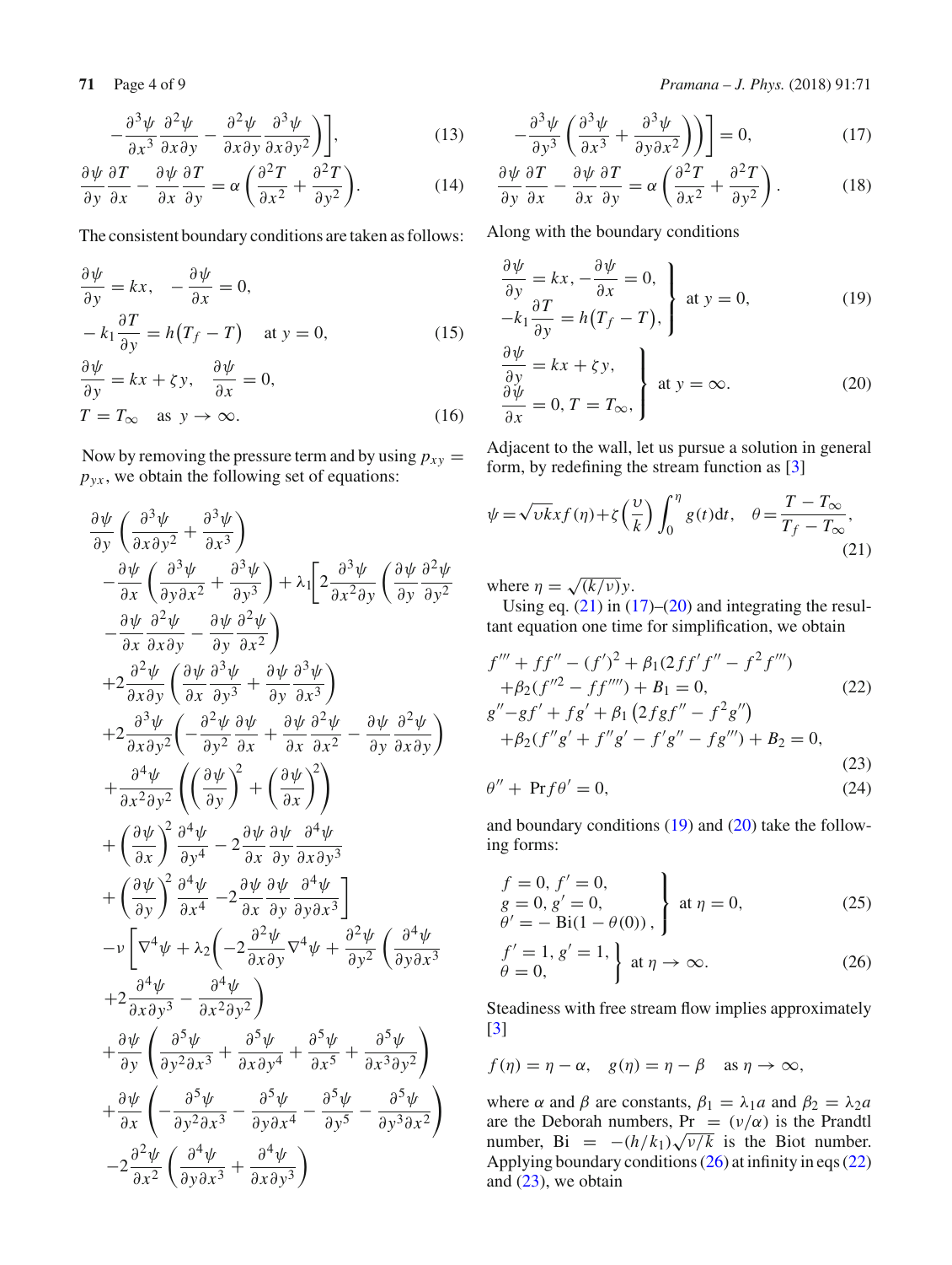$$-\frac{\partial^3\psi}{\partial x^3}\frac{\partial^2\psi}{\partial x\partial y}-\frac{\partial^2\psi}{\partial x\partial y}\frac{\partial^3\psi}{\partial x\partial y^2}\bigg)\bigg], \tag{13}$$

$$\frac{\partial\psi}{\partial y}\frac{\partial T}{\partial x}-\frac{\partial\psi}{\partial x}\frac{\partial T}{\partial y}=\alpha\left(\frac{\partial^2 T}{\partial x^2}+\frac{\partial^2 T}{\partial y^2}\right). \tag{14}$$

The consistent boundary conditions are taken as follows:

$$\frac{\partial\psi}{\partial y}=kx,\quad -\frac{\partial\psi}{\partial x}=0,$$
$$-k_1\frac{\partial T}{\partial y}=h\left(T_f-T\right)\quad \text{at } y=0, \tag{15}$$

$$\frac{\partial\psi}{\partial y}=kx+\zeta y,\quad \frac{\partial\psi}{\partial x}=0,$$
$$T=T_\infty\quad \text{as } y\to\infty. \tag{16}$$

Now by removing the pressure term and by using $p_{xy}=p_{yx}$, we obtain the following set of equations:

$$\begin{aligned}
&\frac{\partial\psi}{\partial y}\left(\frac{\partial^3\psi}{\partial x\partial y^2}+\frac{\partial^3\psi}{\partial x^3}\right)\\
&-\frac{\partial\psi}{\partial x}\left(\frac{\partial^3\psi}{\partial y\partial x^2}+\frac{\partial^3\psi}{\partial y^3}\right)+\lambda_1\bigg[2\frac{\partial^3\psi}{\partial x^2\partial y}\bigg(\frac{\partial\psi}{\partial y}\frac{\partial^2\psi}{\partial y^2}\\
&-\frac{\partial\psi}{\partial x}\frac{\partial^2\psi}{\partial x\partial y}-\frac{\partial\psi}{\partial y}\frac{\partial^2\psi}{\partial x^2}\bigg)\\
&+2\frac{\partial^2\psi}{\partial x\partial y}\left(\frac{\partial\psi}{\partial x}\frac{\partial^3\psi}{\partial y^3}+\frac{\partial\psi}{\partial y}\frac{\partial^3\psi}{\partial x^3}\right)\\
&+2\frac{\partial^3\psi}{\partial x\partial y^2}\left(-\frac{\partial^2\psi}{\partial y^2}\frac{\partial\psi}{\partial x}+\frac{\partial\psi}{\partial x}\frac{\partial^2\psi}{\partial x^2}-\frac{\partial\psi}{\partial y}\frac{\partial^2\psi}{\partial x\partial y}\right)\\
&+\frac{\partial^4\psi}{\partial x^2\partial y^2}\left(\left(\frac{\partial\psi}{\partial y}\right)^2+\left(\frac{\partial\psi}{\partial x}\right)^2\right)\\
&+\left(\frac{\partial\psi}{\partial x}\right)^2\frac{\partial^4\psi}{\partial y^4}-2\frac{\partial\psi}{\partial x}\frac{\partial\psi}{\partial y}\frac{\partial^4\psi}{\partial x\partial y^3}\\
&+\left(\frac{\partial\psi}{\partial y}\right)^2\frac{\partial^4\psi}{\partial x^4}-2\frac{\partial\psi}{\partial x}\frac{\partial\psi}{\partial y}\frac{\partial^4\psi}{\partial y\partial x^3}\bigg]\\
&-\nu\bigg[\nabla^4\psi+\lambda_2\bigg(-2\frac{\partial^2\psi}{\partial x\partial y}\nabla^4\psi+\frac{\partial^2\psi}{\partial y^2}\left(\frac{\partial^4\psi}{\partial y\partial x^3}\right.\\
&\left.+2\frac{\partial^4\psi}{\partial x\partial y^3}-\frac{\partial^4\psi}{\partial x^2\partial y^2}\right)\\
&+\frac{\partial\psi}{\partial y}\left(\frac{\partial^5\psi}{\partial y^2\partial x^3}+\frac{\partial^5\psi}{\partial x\partial y^4}+\frac{\partial^5\psi}{\partial x^5}+\frac{\partial^5\psi}{\partial x^3\partial y^2}\right)\\
&+\frac{\partial\psi}{\partial x}\left(-\frac{\partial^5\psi}{\partial y^2\partial x^3}-\frac{\partial^5\psi}{\partial y\partial x^4}-\frac{\partial^5\psi}{\partial y^5}-\frac{\partial^5\psi}{\partial y^3\partial x^2}\right)\\
&-2\frac{\partial^2\psi}{\partial x^2}\left(\frac{\partial^4\psi}{\partial y\partial x^3}+\frac{\partial^4\psi}{\partial x\partial y^3}\right.
\end{aligned}$$

$$\left.-\frac{\partial^3\psi}{\partial y^3}\left(\frac{\partial^3\psi}{\partial x^3}+\frac{\partial^3\psi}{\partial y\partial x^2}\right)\right)\bigg]=0, \tag{17}$$

$$\frac{\partial\psi}{\partial y}\frac{\partial T}{\partial x}-\frac{\partial\psi}{\partial x}\frac{\partial T}{\partial y}=\alpha\left(\frac{\partial^2 T}{\partial x^2}+\frac{\partial^2 T}{\partial y^2}\right). \tag{18}$$

Along with the boundary conditions

$$\left.\begin{aligned}&\frac{\partial\psi}{\partial y}=kx,\ -\frac{\partial\psi}{\partial x}=0,\\&-k_1\frac{\partial T}{\partial y}=h\left(T_f-T\right),\end{aligned}\right\}\ \text{at } y=0, \tag{19}$$

$$\left.\begin{aligned}&\frac{\partial\psi}{\partial y}=kx+\zeta y,\\&\frac{\partial\psi}{\partial x}=0,\ T=T_\infty,\end{aligned}\right\}\ \text{at } y=\infty. \tag{20}$$

Adjacent to the wall, let us pursue a solution in general form, by redefining the stream function as [3]

$$\psi=\sqrt{\upsilon k}xf(\eta)+\zeta\left(\frac{\upsilon}{k}\right)\int_0^\eta g(t)\mathrm{d}t,\quad \theta=\frac{T-T_\infty}{T_f-T_\infty}, \tag{21}$$

where $\eta=\sqrt{(k/\nu)}y$.

Using eq. (21) in (17)–(20) and integrating the resultant equation one time for simplification, we obtain

$$\begin{aligned}&f'''+ff''-(f')^2+\beta_1(2ff'f''-f^2f''')\\&+\beta_2(f''^2-ff'''')+B_1=0,\end{aligned} \tag{22}$$

$$\begin{aligned}&g''-gf'+fg'+\beta_1\left(2fgf''-f^2g''\right)\\&+\beta_2(f''g'+f''g'-f'g''-fg''')+B_2=0,\end{aligned} \tag{23}$$

$$\theta''+\mathrm{Pr}f\theta'=0, \tag{24}$$

and boundary conditions (19) and (20) take the following forms:

$$\left.\begin{aligned}&f=0,\ f'=0,\\&g=0,\ g'=0,\\&\theta'=-\mathrm{Bi}(1-\theta(0)),\end{aligned}\right\}\ \text{at } \eta=0, \tag{25}$$

$$\left.\begin{aligned}&f'=1,\ g'=1,\\&\theta=0,\end{aligned}\right\}\ \text{at } \eta\to\infty. \tag{26}$$

Steadiness with free stream flow implies approximately [3]

$$f(\eta)=\eta-\alpha,\quad g(\eta)=\eta-\beta\quad \text{as } \eta\to\infty,$$

where $\alpha$ and $\beta$ are constants, $\beta_1=\lambda_1 a$ and $\beta_2=\lambda_2 a$ are the Deborah numbers, $\mathrm{Pr}=(\nu/\alpha)$ is the Prandtl number, $\mathrm{Bi}=-(h/k_1)\sqrt{\nu/k}$ is the Biot number. Applying boundary conditions (26) at infinity in eqs (22) and (23), we obtain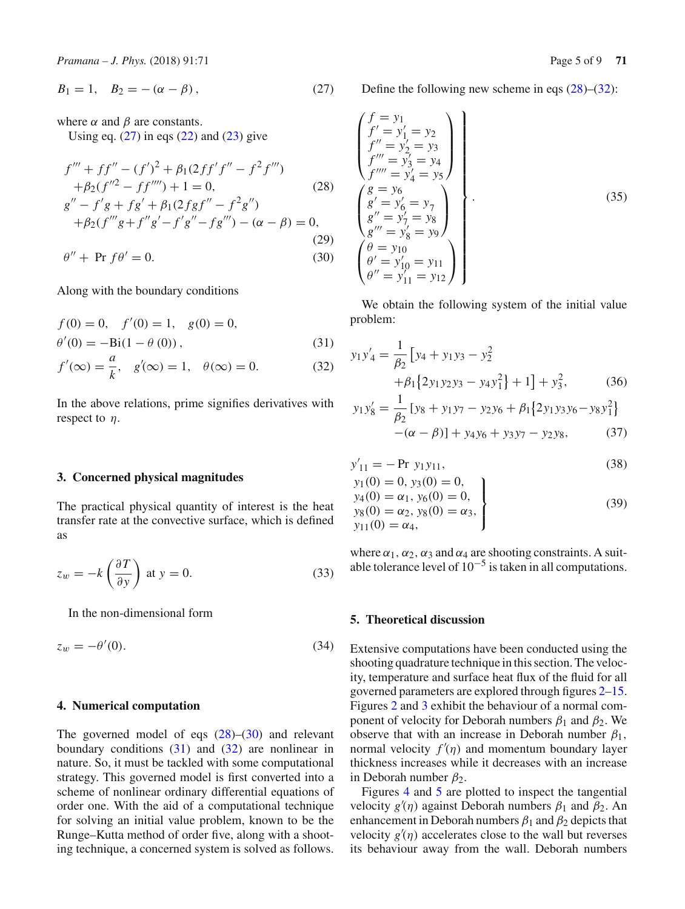$$B_1 = 1, \quad B_2 = -(\alpha - \beta), \tag{27}$$

where $\alpha$ and $\beta$ are constants.

Using eq. (27) in eqs (22) and (23) give

$$f''' + ff'' - (f')^2 + \beta_1(2ff'f'' - f^2f''') + \beta_2(f''^2 - ff'''') + 1 = 0, \tag{28}$$

$$g'' - f'g + fg' + \beta_1(2fgf'' - f^2g'') + \beta_2(f'''g + f''g' - f'g'' - fg''') - (\alpha - \beta) = 0, \tag{29}$$

$$\theta'' + \text{Pr}\, f\theta' = 0. \tag{30}$$

Along with the boundary conditions

$$f(0) = 0, \quad f'(0) = 1, \quad g(0) = 0,$$
$$\theta'(0) = -\text{Bi}(1 - \theta(0)), \tag{31}$$

$$f'(\infty) = \frac{a}{k}, \quad g'(\infty) = 1, \quad \theta(\infty) = 0. \tag{32}$$

In the above relations, prime signifies derivatives with respect to $\eta$.

## 3. Concerned physical magnitudes

The practical physical quantity of interest is the heat transfer rate at the convective surface, which is defined as

$$z_w = -k\left(\frac{\partial T}{\partial y}\right) \text{ at } y = 0. \tag{33}$$

In the non-dimensional form

$$z_w = -\theta'(0). \tag{34}$$

## 4. Numerical computation

The governed model of eqs (28)–(30) and relevant boundary conditions (31) and (32) are nonlinear in nature. So, it must be tackled with some computational strategy. This governed model is first converted into a scheme of nonlinear ordinary differential equations of order one. With the aid of a computational technique for solving an initial value problem, known to be the Runge–Kutta method of order five, along with a shooting technique, a concerned system is solved as follows.

Define the following new scheme in eqs (28)–(32):

$$\left.\begin{matrix} \begin{pmatrix} f = y_1 \\ f' = y_1' = y_2 \\ f'' = y_2' = y_3 \\ f''' = y_3' = y_4 \\ f'''' = y_4' = y_5 \end{pmatrix} \\ \begin{pmatrix} g = y_6 \\ g' = y_6' = y_7 \\ g'' = y_7' = y_8 \\ g''' = y_8' = y_9 \end{pmatrix} \\ \begin{pmatrix} \theta = y_{10} \\ \theta' = y_{10}' = y_{11} \\ \theta'' = y_{11}' = y_{12} \end{pmatrix} \end{matrix}\right\}. \tag{35}$$

We obtain the following system of the initial value problem:

$$y_1y_4' = \frac{1}{\beta_2}\left[y_4 + y_1y_3 - y_2^2 + \beta_1\{2y_1y_2y_3 - y_4y_1^2\} + 1\right] + y_3^2, \tag{36}$$

$$y_1y_8' = \frac{1}{\beta_2}\left[y_8 + y_1y_7 - y_2y_6 + \beta_1\{2y_1y_3y_6 - y_8y_1^2\} - (\alpha - \beta)\right] + y_4y_6 + y_3y_7 - y_2y_8, \tag{37}$$

$$y_{11}' = -\text{Pr}\; y_1y_{11}, \tag{38}$$

$$\left.\begin{matrix} y_1(0) = 0,\, y_3(0) = 0, \\ y_4(0) = \alpha_1,\, y_6(0) = 0, \\ y_8(0) = \alpha_2,\, y_8(0) = \alpha_3, \\ y_{11}(0) = \alpha_4, \end{matrix}\right\} \tag{39}$$

where $\alpha_1$, $\alpha_2$, $\alpha_3$ and $\alpha_4$ are shooting constraints. A suitable tolerance level of $10^{-5}$ is taken in all computations.

## 5. Theoretical discussion

Extensive computations have been conducted using the shooting quadrature technique in this section. The velocity, temperature and surface heat flux of the fluid for all governed parameters are explored through figures 2–15. Figures 2 and 3 exhibit the behaviour of a normal component of velocity for Deborah numbers $\beta_1$ and $\beta_2$. We observe that with an increase in Deborah number $\beta_1$, normal velocity $f'(\eta)$ and momentum boundary layer thickness increases while it decreases with an increase in Deborah number $\beta_2$.

Figures 4 and 5 are plotted to inspect the tangential velocity $g'(\eta)$ against Deborah numbers $\beta_1$ and $\beta_2$. An enhancement in Deborah numbers $\beta_1$ and $\beta_2$ depicts that velocity $g'(\eta)$ accelerates close to the wall but reverses its behaviour away from the wall. Deborah numbers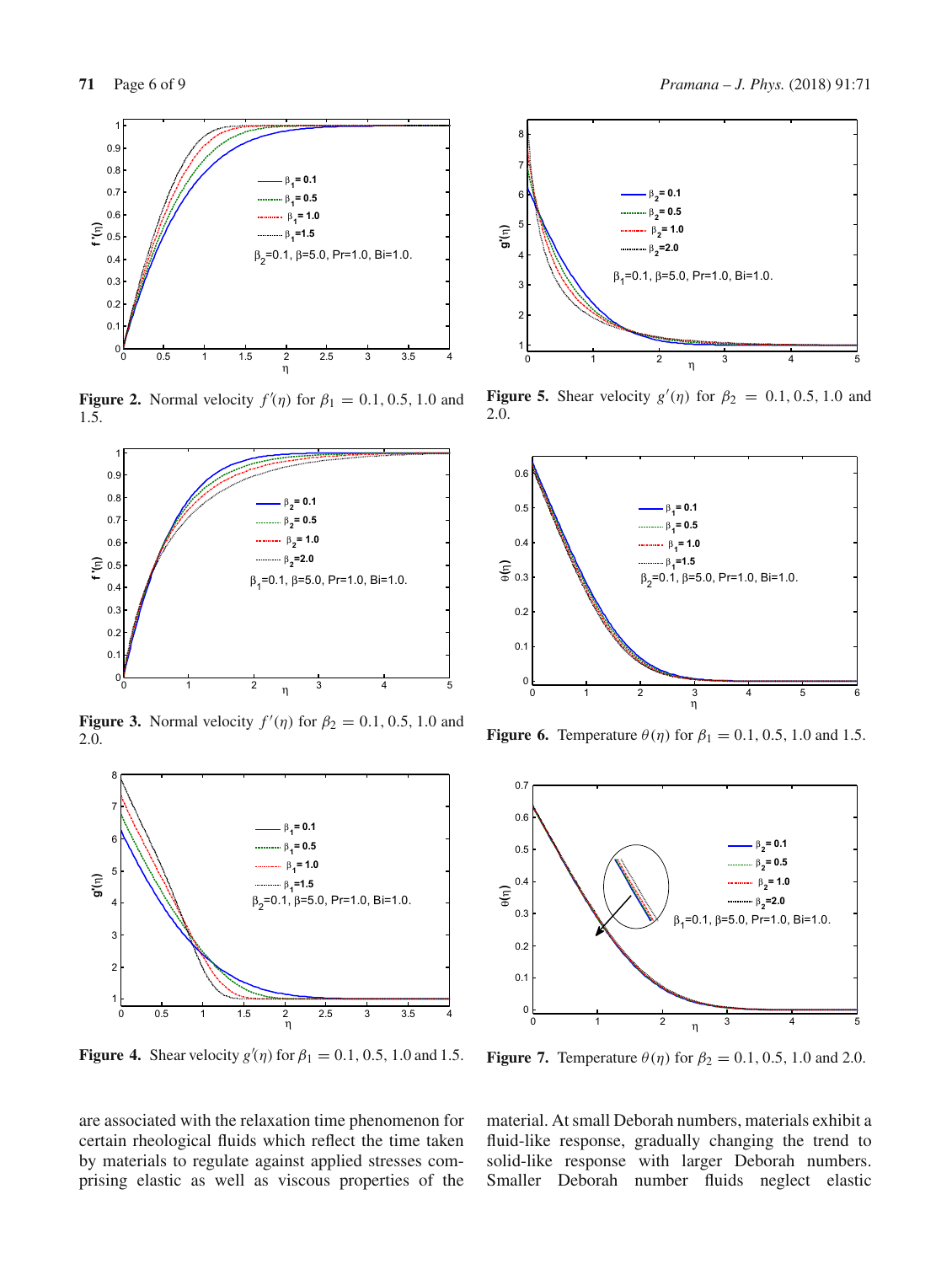1
0.9
0.8
0.7
0.6
0.5
0.4
0.3
0.2
0.1
0
0 0.5 1 1.5 2 2.5 3 3.5 4
η
f ′(η)
β1= 0.1
β1= 0.5
β1= 1.0
β1=1.5
β2=0.1, β=5.0, Pr=1.0, Bi=1.0.

**Figure 2.** Normal velocity $f'(\eta)$ for $\beta_1 = 0.1, 0.5, 1.0$ and 1.5.

1
0.9
0.8
0.7
0.6
0.5
0.4
0.3
0.2
0.1
0
0 1 2 3 4 5
η
f ′(η)
β2= 0.1
β2= 0.5
β2= 1.0
β2=2.0
β1=0.1, β=5.0, Pr=1.0, Bi=1.0.

**Figure 3.** Normal velocity $f'(\eta)$ for $\beta_2 = 0.1, 0.5, 1.0$ and 2.0.

8
7
6
5
4
3
2
1
0 0.5 1 1.5 2 2.5 3 3.5 4
η
g′(η)
β1= 0.1
β1= 0.5
β1= 1.0
β1=1.5
β2=0.1, β=5.0, Pr=1.0, Bi=1.0.

**Figure 4.** Shear velocity $g'(\eta)$ for $\beta_1 = 0.1, 0.5, 1.0$ and 1.5.

8
7
6
5
4
3
2
1
0 1 2 3 4 5
η
g′(η)
β2= 0.1
β2= 0.5
β2= 1.0
β2=2.0
β1=0.1, β=5.0, Pr=1.0, Bi=1.0.

**Figure 5.** Shear velocity $g'(\eta)$ for $\beta_2 = 0.1, 0.5, 1.0$ and 2.0.

0.6
0.5
0.4
0.3
0.2
0.1
0
0 1 2 3 4 5 6
η
θ(η)
β1= 0.1
β1= 0.5
β1= 1.0
β1=1.5
β2=0.1, β=5.0, Pr=1.0, Bi=1.0.

**Figure 6.** Temperature $\theta(\eta)$ for $\beta_1 = 0.1, 0.5, 1.0$ and 1.5.

0.7
0.6
0.5
0.4
0.3
0.2
0.1
0
0 1 2 3 4 5
η
θ(η)
β2= 0.1
β2= 0.5
β2= 1.0
β2=2.0
β1=0.1, β=5.0, Pr=1.0, Bi=1.0.

**Figure 7.** Temperature $\theta(\eta)$ for $\beta_2 = 0.1, 0.5, 1.0$ and 2.0.

are associated with the relaxation time phenomenon for certain rheological fluids which reflect the time taken by materials to regulate against applied stresses comprising elastic as well as viscous properties of the material. At small Deborah numbers, materials exhibit a fluid-like response, gradually changing the trend to solid-like response with larger Deborah numbers. Smaller Deborah number fluids neglect elastic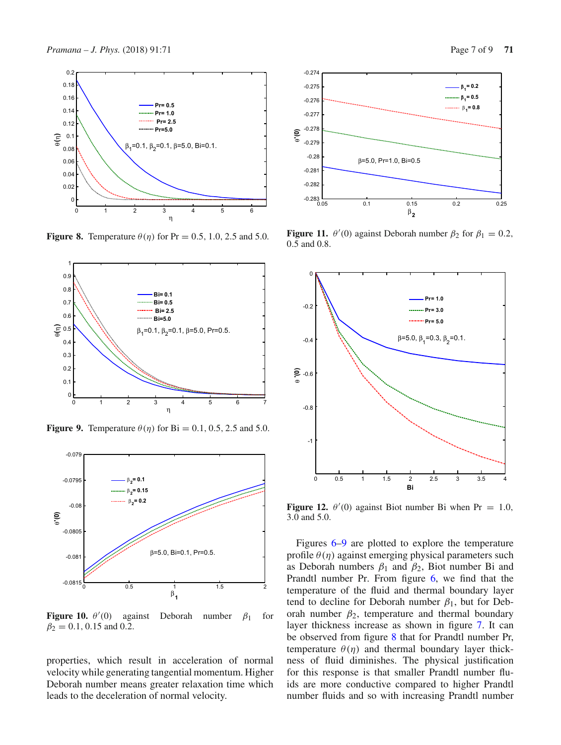0.2
0.18
0.16
0.14
0.12
0.1
0.08
0.06
0.04
0.02
0
0 1 2 3 4 5 6
η
θ(η)
Pr= 0.5
Pr= 1.0
Pr= 2.5
Pr=5.0
$\beta_1$=0.1, $\beta_2$=0.1, β=5.0, Bi=0.1.

**Figure 8.** Temperature $\theta(\eta)$ for Pr = 0.5, 1.0, 2.5 and 5.0.

1
0.9
0.8
0.7
0.6
0.5
0.4
0.3
0.2
0.1
0
0 1 2 3 4 5 6 7
η
θ(η)
Bi= 0.1
Bi= 0.5
Bi= 2.5
Bi=5.0
$\beta_1$=0.1, $\beta_2$=0.1, β=5.0, Pr=0.5.

**Figure 9.** Temperature $\theta(\eta)$ for Bi = 0.1, 0.5, 2.5 and 5.0.

-0.079
-0.0795
-0.08
-0.0805
-0.081
-0.0815
0 0.5 1 1.5 2
$\beta_1$
θ'(0)
$\beta_2$= 0.1
$\beta_2$= 0.15
$\beta_2$= 0.2
β=5.0, Bi=0.1, Pr=0.5.

**Figure 10.** $\theta'(0)$ against Deborah number $\beta_1$ for $\beta_2 = 0.1, 0.15$ and 0.2.

properties, which result in acceleration of normal velocity while generating tangential momentum. Higher Deborah number means greater relaxation time which leads to the deceleration of normal velocity.

-0.274
-0.275
-0.276
-0.277
-0.278
-0.279
-0.28
-0.281
-0.282
-0.283
0.05 0.1 0.15 0.2 0.25
$\beta_2$
θ'(0)
$\beta_1$= 0.2
$\beta_1$= 0.5
$\beta_1$= 0.8
β=5.0, Pr=1.0, Bi=0.5

**Figure 11.** $\theta'(0)$ against Deborah number $\beta_2$ for $\beta_1 = 0.2$, 0.5 and 0.8.

0
-0.2
-0.4
-0.6
-0.8
-1
0 0.5 1 1.5 2 2.5 3 3.5 4
Bi
θ '(0)
Pr= 1.0
Pr= 3.0
Pr= 5.0
β=5.0, $\beta_1$=0.3, $\beta_2$=0.1.

**Figure 12.** $\theta'(0)$ against Biot number Bi when Pr = 1.0, 3.0 and 5.0.

Figures 6–9 are plotted to explore the temperature profile $\theta(\eta)$ against emerging physical parameters such as Deborah numbers $\beta_1$ and $\beta_2$, Biot number Bi and Prandtl number Pr. From figure 6, we find that the temperature of the fluid and thermal boundary layer tend to decline for Deborah number $\beta_1$, but for Deborah number $\beta_2$, temperature and thermal boundary layer thickness increase as shown in figure 7. It can be observed from figure 8 that for Prandtl number Pr, temperature $\theta(\eta)$ and thermal boundary layer thickness of fluid diminishes. The physical justification for this response is that smaller Prandtl number fluids are more conductive compared to higher Prandtl number fluids and so with increasing Prandtl number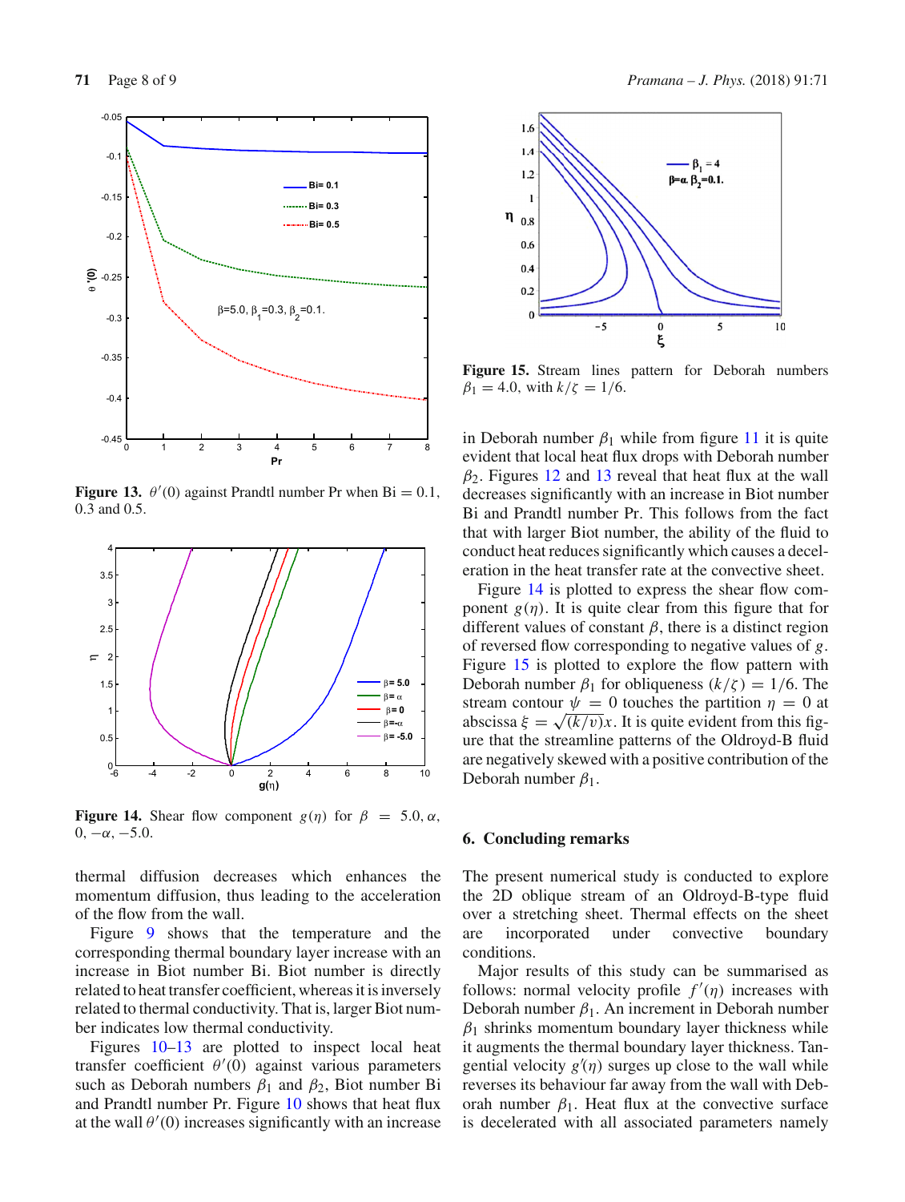-0.05
-0.1
-0.15
-0.2
-0.25
-0.3
-0.35
-0.4
-0.45
0 1 2 3 4 5 6 7 8
Pr
θ '(0)
Bi= 0.1
Bi= 0.3
Bi= 0.5
β=5.0, β1=0.3, β2=0.1.

**Figure 13.** $\theta'(0)$ against Prandtl number Pr when Bi = 0.1, 0.3 and 0.5.

4
3.5
3
2.5
2
1.5
1
0.5
0
-6 -4 -2 0 2 4 6 8 10
g(η)
η
β= 5.0
β= α
β= 0
β=-α
β= -5.0

**Figure 14.** Shear flow component $g(\eta)$ for $\beta = 5.0, \alpha, 0, -\alpha, -5.0$.

thermal diffusion decreases which enhances the momentum diffusion, thus leading to the acceleration of the flow from the wall.

Figure 9 shows that the temperature and the corresponding thermal boundary layer increase with an increase in Biot number Bi. Biot number is directly related to heat transfer coefficient, whereas it is inversely related to thermal conductivity. That is, larger Biot number indicates low thermal conductivity.

Figures 10–13 are plotted to inspect local heat transfer coefficient $\theta'(0)$ against various parameters such as Deborah numbers $\beta_1$ and $\beta_2$, Biot number Bi and Prandtl number Pr. Figure 10 shows that heat flux at the wall $\theta'(0)$ increases significantly with an increase

1.6
1.4
1.2
1
0.8
0.6
0.4
0.2
0
η
−5 0 5 10
ξ
β1 = 4
β=α. β2=0.1.

**Figure 15.** Stream lines pattern for Deborah numbers $\beta_1 = 4.0$, with $k/\zeta = 1/6$.

in Deborah number $\beta_1$ while from figure 11 it is quite evident that local heat flux drops with Deborah number $\beta_2$. Figures 12 and 13 reveal that heat flux at the wall decreases significantly with an increase in Biot number Bi and Prandtl number Pr. This follows from the fact that with larger Biot number, the ability of the fluid to conduct heat reduces significantly which causes a deceleration in the heat transfer rate at the convective sheet.

Figure 14 is plotted to express the shear flow component $g(\eta)$. It is quite clear from this figure that for different values of constant $\beta$, there is a distinct region of reversed flow corresponding to negative values of $g$. Figure 15 is plotted to explore the flow pattern with Deborah number $\beta_1$ for obliqueness $(k/\zeta) = 1/6$. The stream contour $\psi = 0$ touches the partition $\eta = 0$ at abscissa $\xi = \sqrt{(k/\upsilon)}x$. It is quite evident from this figure that the streamline patterns of the Oldroyd-B fluid are negatively skewed with a positive contribution of the Deborah number $\beta_1$.

## 6. Concluding remarks

The present numerical study is conducted to explore the 2D oblique stream of an Oldroyd-B-type fluid over a stretching sheet. Thermal effects on the sheet are incorporated under convective boundary conditions.

Major results of this study can be summarised as follows: normal velocity profile $f'(\eta)$ increases with Deborah number $\beta_1$. An increment in Deborah number $\beta_1$ shrinks momentum boundary layer thickness while it augments the thermal boundary layer thickness. Tangential velocity $g'(\eta)$ surges up close to the wall while reverses its behaviour far away from the wall with Deborah number $\beta_1$. Heat flux at the convective surface is decelerated with all associated parameters namely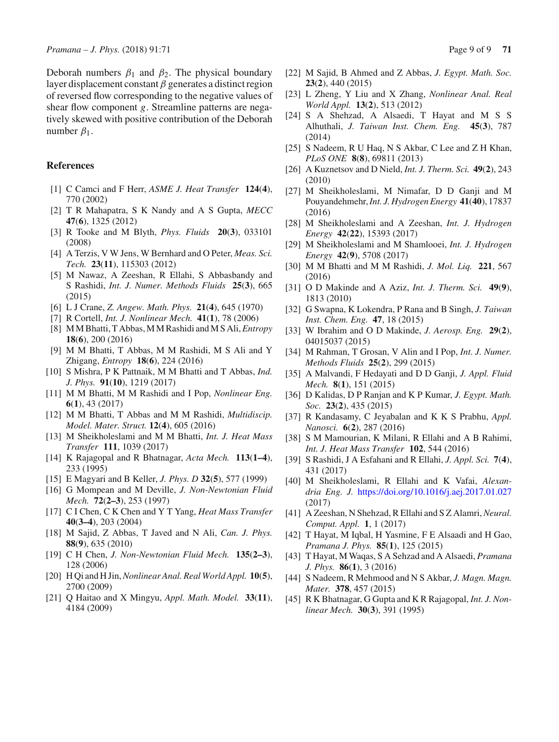Deborah numbers $\beta_1$ and $\beta_2$. The physical boundary layer displacement constant $\beta$ generates a distinct region of reversed flow corresponding to the negative values of shear flow component $g$. Streamline patterns are negatively skewed with positive contribution of the Deborah number $\beta_1$.

## References

[1] C Camci and F Herr, *ASME J. Heat Transfer* **124**(**4**), 770 (2002)

[2] T R Mahapatra, S K Nandy and A S Gupta, *MECC* **47**(**6**), 1325 (2012)

[3] R Tooke and M Blyth, *Phys. Fluids* **20**(**3**), 033101 (2008)

[4] A Terzis, V W Jens, W Bernhard and O Peter, *Meas. Sci. Tech.* **23**(**11**), 115303 (2012)

[5] M Nawaz, A Zeeshan, R Ellahi, S Abbasbandy and S Rashidi, *Int. J. Numer. Methods Fluids* **25**(**3**), 665 (2015)

[6] L J Crane, *Z. Angew. Math. Phys.* **21**(**4**), 645 (1970)

[7] R Cortell, *Int. J. Nonlinear Mech.* **41**(**1**), 78 (2006)

[8] M M Bhatti, T Abbas, M M Rashidi and M S Ali, *Entropy* **18**(**6**), 200 (2016)

[9] M M Bhatti, T Abbas, M M Rashidi, M S Ali and Y Zhigang, *Entropy* **18**(**6**), 224 (2016)

[10] S Mishra, P K Pattnaik, M M Bhatti and T Abbas, *Ind. J. Phys.* **91**(**10**), 1219 (2017)

[11] M M Bhatti, M M Rashidi and I Pop, *Nonlinear Eng.* **6**(**1**), 43 (2017)

[12] M M Bhatti, T Abbas and M M Rashidi, *Multidiscip. Model. Mater. Struct.* **12**(**4**), 605 (2016)

[13] M Sheikholeslami and M M Bhatti, *Int. J. Heat Mass Transfer* **111**, 1039 (2017)

[14] K Rajagopal and R Bhatnagar, *Acta Mech.* **113**(**1–4**), 233 (1995)

[15] E Magyari and B Keller, *J. Phys. D* **32**(**5**), 577 (1999)

[16] G Mompean and M Deville, *J. Non-Newtonian Fluid Mech.* **72**(**2–3**), 253 (1997)

[17] C I Chen, C K Chen and Y T Yang, *Heat Mass Transfer* **40**(**3–4**), 203 (2004)

[18] M Sajid, Z Abbas, T Javed and N Ali, *Can. J. Phys.* **88**(**9**), 635 (2010)

[19] C H Chen, *J. Non-Newtonian Fluid Mech.* **135**(**2–3**), 128 (2006)

[20] H Qi and H Jin, *Nonlinear Anal. Real World Appl.* **10**(**5**), 2700 (2009)

[21] Q Haitao and X Mingyu, *Appl. Math. Model.* **33**(**11**), 4184 (2009)

[22] M Sajid, B Ahmed and Z Abbas, *J. Egypt. Math. Soc.* **23**(**2**), 440 (2015)

[23] L Zheng, Y Liu and X Zhang, *Nonlinear Anal. Real World Appl.* **13**(**2**), 513 (2012)

[24] S A Shehzad, A Alsaedi, T Hayat and M S S Alhuthali, *J. Taiwan Inst. Chem. Eng.* **45**(**3**), 787 (2014)

[25] S Nadeem, R U Haq, N S Akbar, C Lee and Z H Khan, *PLoS ONE* **8**(**8**), 69811 (2013)

[26] A Kuznetsov and D Nield, *Int. J. Therm. Sci.* **49**(**2**), 243 (2010)

[27] M Sheikholeslami, M Nimafar, D D Ganji and M Pouyandehmehr, *Int. J. Hydrogen Energy* **41**(**40**), 17837 (2016)

[28] M Sheikholeslami and A Zeeshan, *Int. J. Hydrogen Energy* **42**(**22**), 15393 (2017)

[29] M Sheikholeslami and M Shamlooei, *Int. J. Hydrogen Energy* **42**(**9**), 5708 (2017)

[30] M M Bhatti and M M Rashidi, *J. Mol. Liq.* **221**, 567 (2016)

[31] O D Makinde and A Aziz, *Int. J. Therm. Sci.* **49**(**9**), 1813 (2010)

[32] G Swapna, K Lokendra, P Rana and B Singh, *J. Taiwan Inst. Chem. Eng.* **47**, 18 (2015)

[33] W Ibrahim and O D Makinde, *J. Aerosp. Eng.* **29**(**2**), 04015037 (2015)

[34] M Rahman, T Grosan, V Alin and I Pop, *Int. J. Numer. Methods Fluids* **25**(**2**), 299 (2015)

[35] A Malvandi, F Hedayati and D D Ganji, *J. Appl. Fluid Mech.* **8**(**1**), 151 (2015)

[36] D Kalidas, D P Ranjan and K P Kumar, *J. Egypt. Math. Soc.* **23**(**2**), 435 (2015)

[37] R Kandasamy, C Jeyabalan and K K S Prabhu, *Appl. Nanosci.* **6**(**2**), 287 (2016)

[38] S M Mamourian, K Milani, R Ellahi and A B Rahimi, *Int. J. Heat Mass Transfer* **102**, 544 (2016)

[39] S Rashidi, J A Esfahani and R Ellahi, *J. Appl. Sci.* **7**(**4**), 431 (2017)

[40] M Sheikholeslami, R Ellahi and K Vafai, *Alexandria Eng. J.* https://doi.org/10.1016/j.aej.2017.01.027 (2017)

[41] A Zeeshan, N Shehzad, R Ellahi and S Z Alamri, *Neural. Comput. Appl.* **1**, 1 (2017)

[42] T Hayat, M Iqbal, H Yasmine, F E Alsaadi and H Gao, *Pramana J. Phys.* **85**(**1**), 125 (2015)

[43] T Hayat, M Waqas, S A Sehzad and A Alsaedi, *Pramana J. Phys.* **86**(**1**), 3 (2016)

[44] S Nadeem, R Mehmood and N S Akbar, *J. Magn. Magn. Mater.* **378**, 457 (2015)

[45] R K Bhatnagar, G Gupta and K R Rajagopal, *Int. J. Nonlinear Mech.* **30**(**3**), 391 (1995)